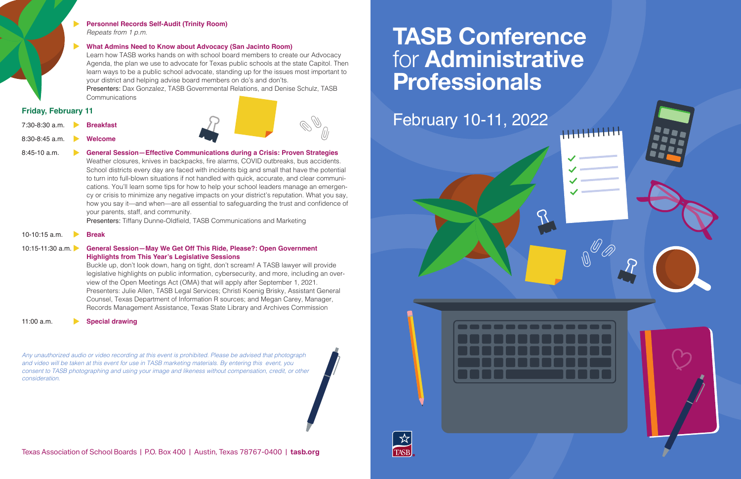- **Personnel Records Self-Audit (Trinity Room)**
  *Repeats from 1 p.m.*

- **What Admins Need to Know about Advocacy (San Jacinto Room)**
  Learn how TASB works hands on with school board members to create our Advocacy Agenda, the plan we use to advocate for Texas public schools at the state Capitol. Then learn ways to be a public school advocate, standing up for the issues most important to your district and helping advise board members on do's and don'ts.
  Presenters: Dax Gonzalez, TASB Governmental Relations, and Denise Schulz, TASB Communications

## Friday, February 11

7:30-8:30 a.m. **Breakfast**

8:30-8:45 a.m. **Welcome**

8:45-10 a.m. **General Session—Effective Communications during a Crisis: Proven Strategies**
Weather closures, knives in backpacks, fire alarms, COVID outbreaks, bus accidents. School districts every day are faced with incidents big and small that have the potential to turn into full-blown situations if not handled with quick, accurate, and clear communications. You'll learn some tips for how to help your school leaders manage an emergency or crisis to minimize any negative impacts on your district's reputation. What you say, how you say it—and when—are all essential to safeguarding the trust and confidence of your parents, staff, and community.
Presenters: Tiffany Dunne-Oldfield, TASB Communications and Marketing

10-10:15 a.m. **Break**

10:15-11:30 a.m. **General Session—May We Get Off This Ride, Please?: Open Government Highlights from This Year's Legislative Sessions**
Buckle up, don't look down, hang on tight, don't scream! A TASB lawyer will provide legislative highlights on public information, cybersecurity, and more, including an overview of the Open Meetings Act (OMA) that will apply after September 1, 2021.
Presenters: Julie Allen, TASB Legal Services; Christi Koenig Brisky, Assistant General Counsel, Texas Department of Information R sources; and Megan Carey, Manager, Records Management Assistance, Texas State Library and Archives Commission

11:00 a.m. **Special drawing**

*Any unauthorized audio or video recording at this event is prohibited. Please be advised that photograph and video will be taken at this event for use in TASB marketing materials. By entering this event, you consent to TASB photographing and using your image and likeness without compensation, credit, or other consideration.*

Texas Association of School Boards | P.O. Box 400 | Austin, Texas 78767-0400 | **tasb.org**

# TASB Conference for Administrative Professionals

February 10-11, 2022

TASB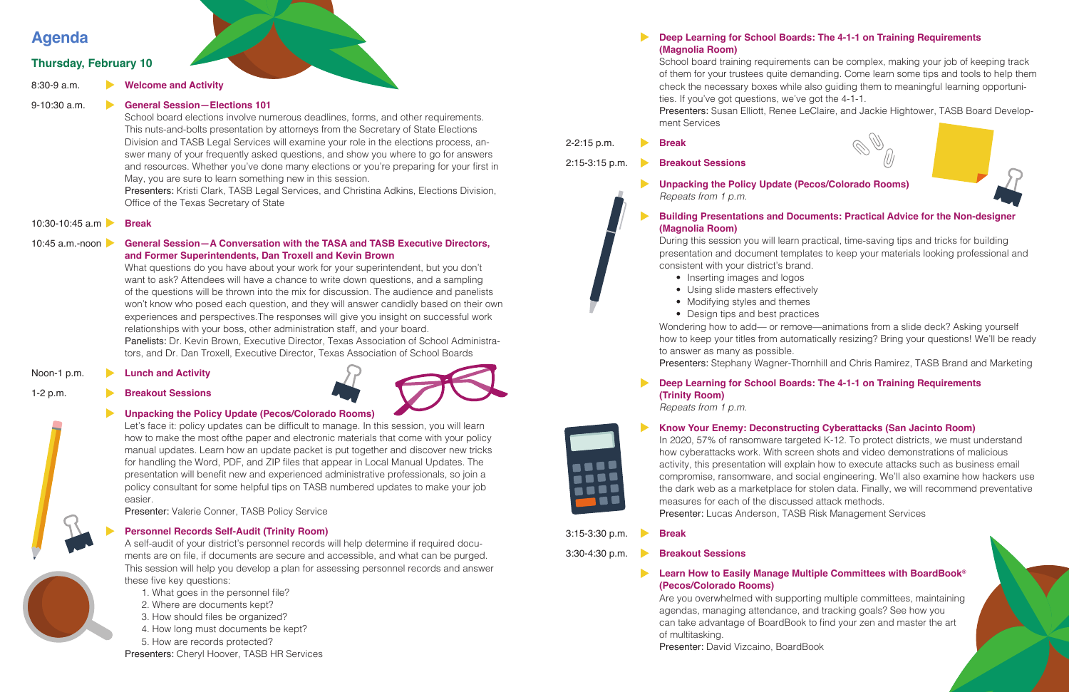# Agenda

## Thursday, February 10

8:30-9 a.m. **Welcome and Activity**

9-10:30 a.m. **General Session—Elections 101**

School board elections involve numerous deadlines, forms, and other requirements. This nuts-and-bolts presentation by attorneys from the Secretary of State Elections Division and TASB Legal Services will examine your role in the elections process, answer many of your frequently asked questions, and show you where to go for answers and resources. Whether you've done many elections or you're preparing for your first in May, you are sure to learn something new in this session.

**Presenters:** Kristi Clark, TASB Legal Services, and Christina Adkins, Elections Division, Office of the Texas Secretary of State

10:30-10:45 a.m **Break**

10:45 a.m.-noon **General Session—A Conversation with the TASA and TASB Executive Directors, and Former Superintendents, Dan Troxell and Kevin Brown**

What questions do you have about your work for your superintendent, but you don't want to ask? Attendees will have a chance to write down questions, and a sampling of the questions will be thrown into the mix for discussion. The audience and panelists won't know who posed each question, and they will answer candidly based on their own experiences and perspectives.The responses will give you insight on successful work relationships with your boss, other administration staff, and your board.

**Panelists:** Dr. Kevin Brown, Executive Director, Texas Association of School Administrators, and Dr. Dan Troxell, Executive Director, Texas Association of School Boards

Noon-1 p.m. **Lunch and Activity**

1-2 p.m. **Breakout Sessions**

**Unpacking the Policy Update (Pecos/Colorado Rooms)**

Let's face it: policy updates can be difficult to manage. In this session, you will learn how to make the most ofthe paper and electronic materials that come with your policy manual updates. Learn how an update packet is put together and discover new tricks for handling the Word, PDF, and ZIP files that appear in Local Manual Updates. The presentation will benefit new and experienced administrative professionals, so join a policy consultant for some helpful tips on TASB numbered updates to make your job easier.

**Presenter:** Valerie Conner, TASB Policy Service

**Personnel Records Self-Audit (Trinity Room)**

A self-audit of your district's personnel records will help determine if required documents are on file, if documents are secure and accessible, and what can be purged. This session will help you develop a plan for assessing personnel records and answer these five key questions:

1. What goes in the personnel file?
2. Where are documents kept?
3. How should files be organized?
4. How long must documents be kept?
5. How are records protected?

**Presenters:** Cheryl Hoover, TASB HR Services

**Deep Learning for School Boards: The 4-1-1 on Training Requirements (Magnolia Room)**

School board training requirements can be complex, making your job of keeping track of them for your trustees quite demanding. Come learn some tips and tools to help them check the necessary boxes while also guiding them to meaningful learning opportunities. If you've got questions, we've got the 4-1-1.

**Presenters:** Susan Elliott, Renee LeClaire, and Jackie Hightower, TASB Board Development Services

2-2:15 p.m. **Break**

2:15-3:15 p.m. **Breakout Sessions**

**Unpacking the Policy Update (Pecos/Colorado Rooms)**
*Repeats from 1 p.m.*

**Building Presentations and Documents: Practical Advice for the Non-designer (Magnolia Room)**

During this session you will learn practical, time-saving tips and tricks for building presentation and document templates to keep your materials looking professional and consistent with your district's brand.

- Inserting images and logos
- Using slide masters effectively
- Modifying styles and themes
- Design tips and best practices

Wondering how to add— or remove—animations from a slide deck? Asking yourself how to keep your titles from automatically resizing? Bring your questions! We'll be ready to answer as many as possible.

**Presenters:** Stephany Wagner-Thornhill and Chris Ramirez, TASB Brand and Marketing

**Deep Learning for School Boards: The 4-1-1 on Training Requirements (Trinity Room)**
*Repeats from 1 p.m.*

**Know Your Enemy: Deconstructing Cyberattacks (San Jacinto Room)**

In 2020, 57% of ransomware targeted K-12. To protect districts, we must understand how cyberattacks work. With screen shots and video demonstrations of malicious activity, this presentation will explain how to execute attacks such as business email compromise, ransomware, and social engineering. We'll also examine how hackers use the dark web as a marketplace for stolen data. Finally, we will recommend preventative measures for each of the discussed attack methods.

**Presenter:** Lucas Anderson, TASB Risk Management Services

3:15-3:30 p.m. **Break**

3:30-4:30 p.m. **Breakout Sessions**

**Learn How to Easily Manage Multiple Committees with BoardBook® (Pecos/Colorado Rooms)**

Are you overwhelmed with supporting multiple committees, maintaining agendas, managing attendance, and tracking goals? See how you can take advantage of BoardBook to find your zen and master the art of multitasking.

**Presenter:** David Vizcaino, BoardBook